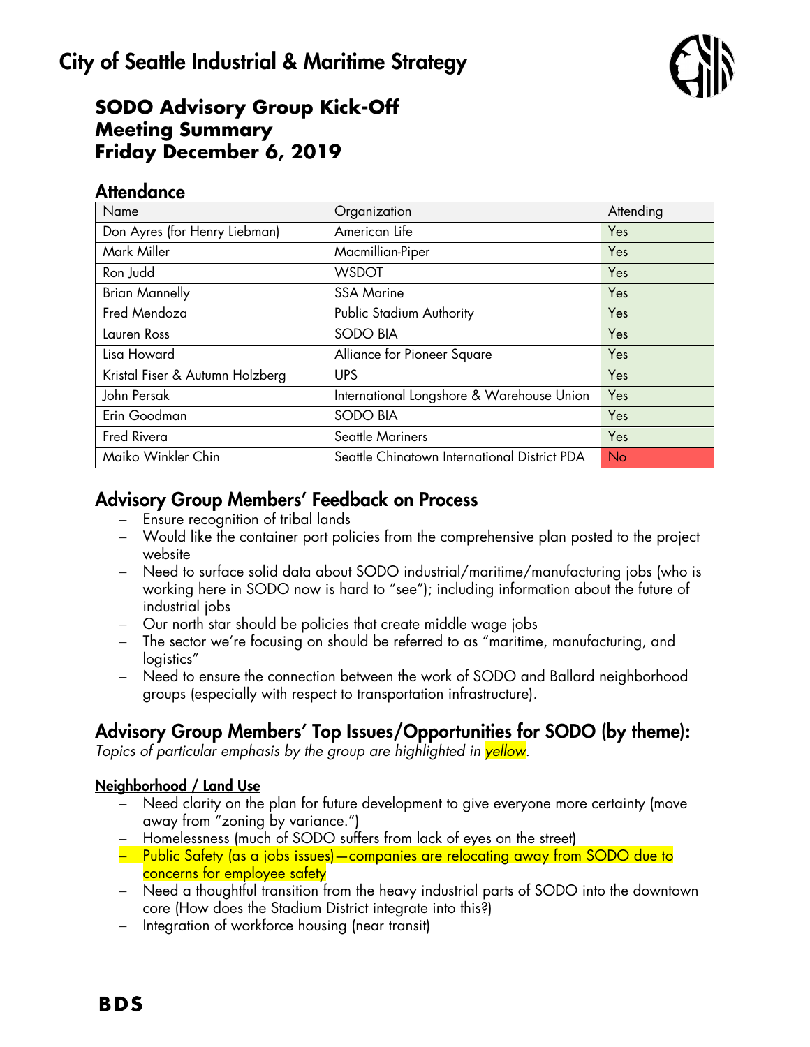# City of Seattle Industrial & Maritime Strategy

## SODO Advisory Group Kick-Off Meeting Summary Friday December 6, 2019

### Attendance

| Name | Organization | Attending |
|---|---|---|
| Don Ayres (for Henry Liebman) | American Life | Yes |
| Mark Miller | Macmillian-Piper | Yes |
| Ron Judd | WSDOT | Yes |
| Brian Mannelly | SSA Marine | Yes |
| Fred Mendoza | Public Stadium Authority | Yes |
| Lauren Ross | SODO BIA | Yes |
| Lisa Howard | Alliance for Pioneer Square | Yes |
| Kristal Fiser & Autumn Holzberg | UPS | Yes |
| John Persak | International Longshore & Warehouse Union | Yes |
| Erin Goodman | SODO BIA | Yes |
| Fred Rivera | Seattle Mariners | Yes |
| Maiko Winkler Chin | Seattle Chinatown International District PDA | No |

## Advisory Group Members' Feedback on Process

- Ensure recognition of tribal lands
- Would like the container port policies from the comprehensive plan posted to the project website
- Need to surface solid data about SODO industrial/maritime/manufacturing jobs (who is working here in SODO now is hard to "see"); including information about the future of industrial jobs
- Our north star should be policies that create middle wage jobs
- The sector we're focusing on should be referred to as "maritime, manufacturing, and logistics"
- Need to ensure the connection between the work of SODO and Ballard neighborhood groups (especially with respect to transportation infrastructure).

## Advisory Group Members' Top Issues/Opportunities for SODO (by theme):

*Topics of particular emphasis by the group are highlighted in yellow.*

**Neighborhood / Land Use**

- Need clarity on the plan for future development to give everyone more certainty (move away from "zoning by variance.")
- Homelessness (much of SODO suffers from lack of eyes on the street)
- Public Safety (as a jobs issues)—companies are relocating away from SODO due to concerns for employee safety
- Need a thoughtful transition from the heavy industrial parts of SODO into the downtown core (How does the Stadium District integrate into this?)
- Integration of workforce housing (near transit)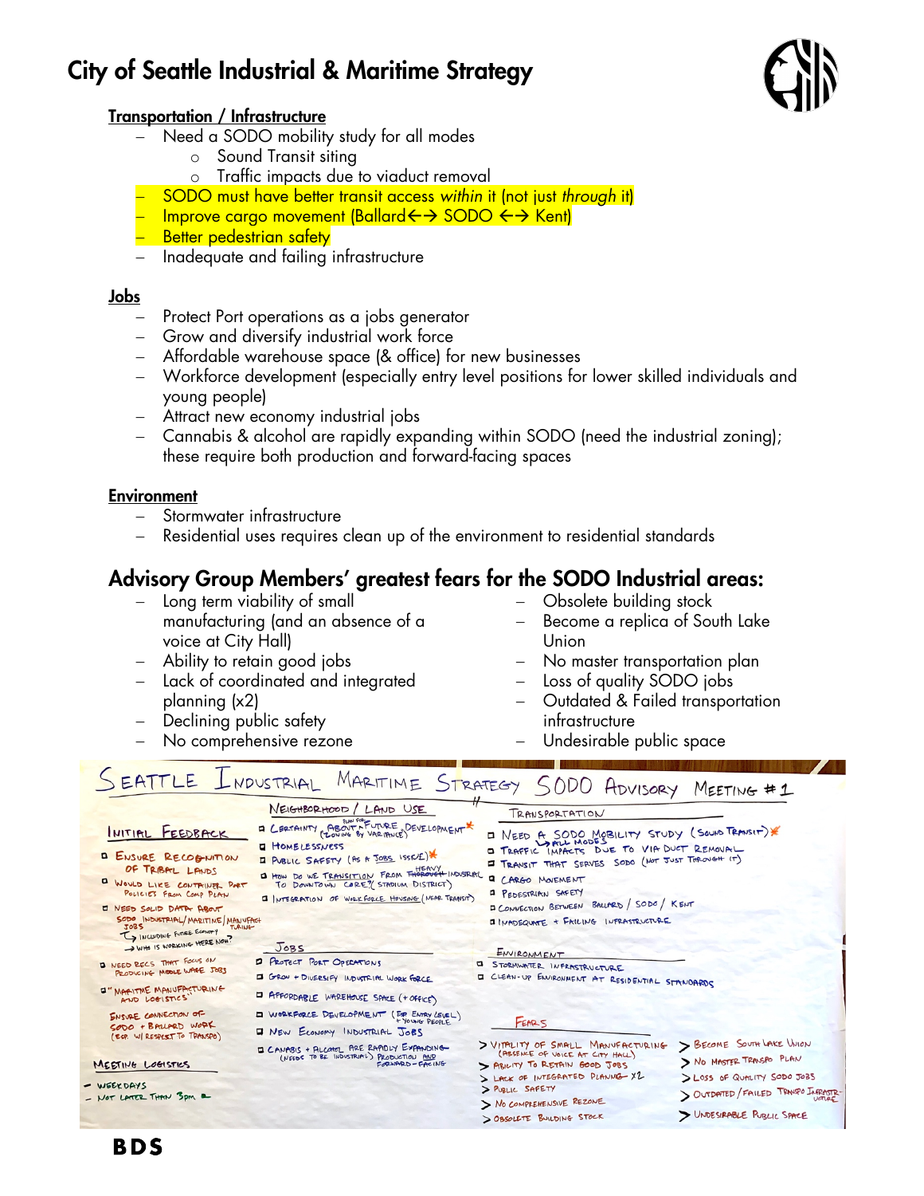**Transportation / Infrastructure**

- Need a SODO mobility study for all modes
  - Sound Transit siting
  - Traffic impacts due to viaduct removal
- SODO must have better transit access *within* it (not just *through* it)
- Improve cargo movement (Ballard←→ SODO ←→ Kent)
- Better pedestrian safety
- Inadequate and failing infrastructure

**Jobs**

- Protect Port operations as a jobs generator
- Grow and diversify industrial work force
- Affordable warehouse space (& office) for new businesses
- Workforce development (especially entry level positions for lower skilled individuals and young people)
- Attract new economy industrial jobs
- Cannabis & alcohol are rapidly expanding within SODO (need the industrial zoning); these require both production and forward-facing spaces

**Environment**

- Stormwater infrastructure
- Residential uses requires clean up of the environment to residential standards

## Advisory Group Members' greatest fears for the SODO Industrial areas:

- Long term viability of small manufacturing (and an absence of a voice at City Hall)
- Ability to retain good jobs
- Lack of coordinated and integrated planning (x2)
- Declining public safety
- No comprehensive rezone
- Obsolete building stock
- Become a replica of South Lake Union
- No master transportation plan
- Loss of quality SODO jobs
- Outdated & Failed transportation infrastructure
- Undesirable public space

SEATTLE INDUSTRIAL MARITIME STRATEGY SODO ADVISORY MEETING #1

INITIAL FEEDBACK
- ENSURE RECOGNITION OF TRIBAL LANDS
- WOULD LIKE CONTINUED PART POLICIES FROM COMP PLAN
- NEED SOLID DATA ABOUT SODO INDUSTRIAL/MARITIME/MANUFACTURING JOBS
  - INCLUDING FUTURE ECONOMY → WHO IS WORKING HERE NOW?
- NEED RECS THAT FOCUS ON PRODUCING MIDDLE WAGE JOBS
- "MARITIME MANUFACTURING AND LOGISTICS"
- ENSURE CONNECTION OF SODO + BALLARD WORK (ESP. W/ RESPECT TO TRANSPO)

MEETING LOGISTICS
- WEEKDAYS
- NOT LATER THAN 3PM

NEIGHBORHOOD / LAND USE
- CERTAINTY ABOUT FUTURE DEVELOPMENT (PLAN FOR ZONING BY VARIANCE)
- HOMELESSNESS
- PUBLIC SAFETY (AS A JOBS ISSUE)
- HOW DO WE TRANSITION FROM HEAVY INDUSTRIAL TO DOWNTOWN CORE? (STADIUM DISTRICT)
- INTEGRATION OF WORKFORCE HOUSING (NEAR TRANSIT)

TRANSPORTATION
- NEED A SODO MOBILITY STUDY (SOUND TRANSIT) → ALL MODES
- TRAFFIC IMPACTS DUE TO VIADUCT REMOVAL
- TRANSIT THAT SERVES SODO (NOT JUST THROUGH IT)
- CARGO MOVEMENT
- PEDESTRIAN SAFETY
- CONNECTION BETWEEN BALLARD / SODO / KENT
- INADEQUATE + FAILING INFRASTRUCTURE

JOBS
- PROTECT PORT OPERATIONS
- GROW + DIVERSIFY INDUSTRIAL WORK FORCE
- AFFORDABLE WAREHOUSE SPACE (+ OFFICE)
- WORKFORCE DEVELOPMENT (FOR ENTRY LEVEL + YOUNG PEOPLE)
- NEW ECONOMY INDUSTRIAL JOBS
- CANNABIS + ALCOHOL ARE RAPIDLY EXPANDING (NEEDS TO BE INDUSTRIAL) PRODUCTION AND FORWARD-FACING

ENVIRONMENT
- STORMWATER INFRASTRUCTURE
- CLEAN-UP ENVIRONMENT AT RESIDENTIAL STANDARDS

FEARS
- VITALITY OF SMALL MANUFACTURING (ABSENCE OF VOICE AT CITY HALL)
- ABILITY TO RETAIN GOOD JOBS
- LACK OF INTEGRATED PLANNING X2
- PUBLIC SAFETY
- NO COMPREHENSIVE REZONE
- OBSOLETE BUILDING STOCK
- BECOME SOUTH LAKE UNION
- NO MASTER TRANSPO PLAN
- LOSS OF QUALITY SODO JOBS
- OUTDATED / FAILED TRANSPO INFRASTRUCTURE
- UNDESIRABLE PUBLIC SPACE